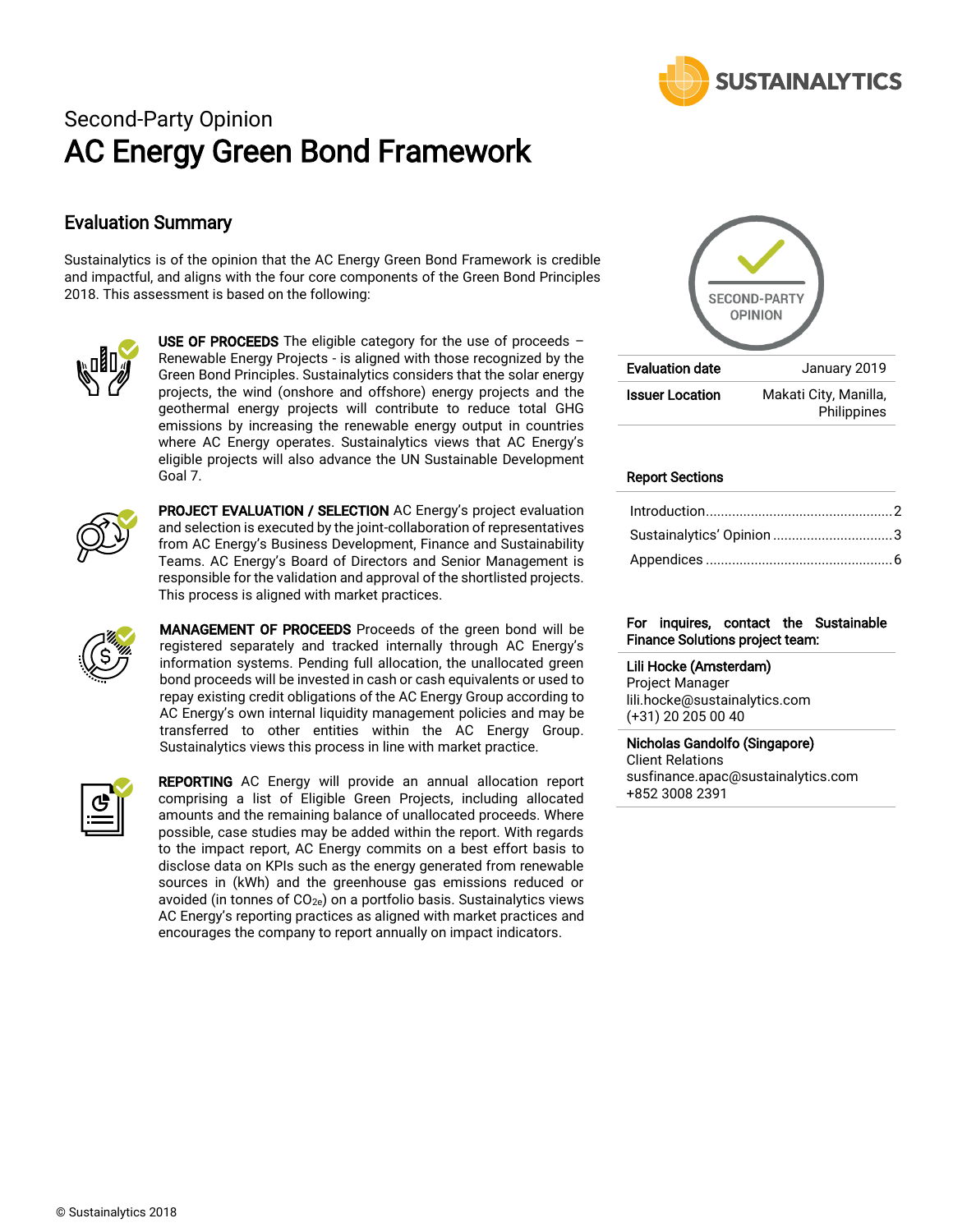Second-Party Opinion

# AC Energy Green Bond Framework

## Evaluation Summary

Sustainalytics is of the opinion that the AC Energy Green Bond Framework is credible and impactful, and aligns with the four core components of the Green Bond Principles 2018. This assessment is based on the following:

**USE OF PROCEEDS** The eligible category for the use of proceeds – Renewable Energy Projects - is aligned with those recognized by the Green Bond Principles. Sustainalytics considers that the solar energy projects, the wind (onshore and offshore) energy projects and the geothermal energy projects will contribute to reduce total GHG emissions by increasing the renewable energy output in countries where AC Energy operates. Sustainalytics views that AC Energy's eligible projects will also advance the UN Sustainable Development Goal 7.

**PROJECT EVALUATION / SELECTION** AC Energy's project evaluation and selection is executed by the joint-collaboration of representatives from AC Energy's Business Development, Finance and Sustainability Teams. AC Energy's Board of Directors and Senior Management is responsible for the validation and approval of the shortlisted projects. This process is aligned with market practices.

**MANAGEMENT OF PROCEEDS** Proceeds of the green bond will be registered separately and tracked internally through AC Energy's information systems. Pending full allocation, the unallocated green bond proceeds will be invested in cash or cash equivalents or used to repay existing credit obligations of the AC Energy Group according to AC Energy's own internal liquidity management policies and may be transferred to other entities within the AC Energy Group. Sustainalytics views this process in line with market practice.

**REPORTING** AC Energy will provide an annual allocation report comprising a list of Eligible Green Projects, including allocated amounts and the remaining balance of unallocated proceeds. Where possible, case studies may be added within the report. With regards to the impact report, AC Energy commits on a best effort basis to disclose data on KPIs such as the energy generated from renewable sources in (kWh) and the greenhouse gas emissions reduced or avoided (in tonnes of $CO_{2e}$) on a portfolio basis. Sustainalytics views AC Energy's reporting practices as aligned with market practices and encourages the company to report annually on impact indicators.

| | |
|---|---|
| **Evaluation date** | January 2019 |
| **Issuer Location** | Makati City, Manilla, Philippines |

**Report Sections**

- Introduction ... 2
- Sustainalytics' Opinion ... 3
- Appendices ... 6

**For inquires, contact the Sustainable Finance Solutions project team:**

**Lili Hocke (Amsterdam)**
Project Manager
lili.hocke@sustainalytics.com
(+31) 20 205 00 40

**Nicholas Gandolfo (Singapore)**
Client Relations
susfinance.apac@sustainalytics.com
+852 3008 2391

© Sustainalytics 2018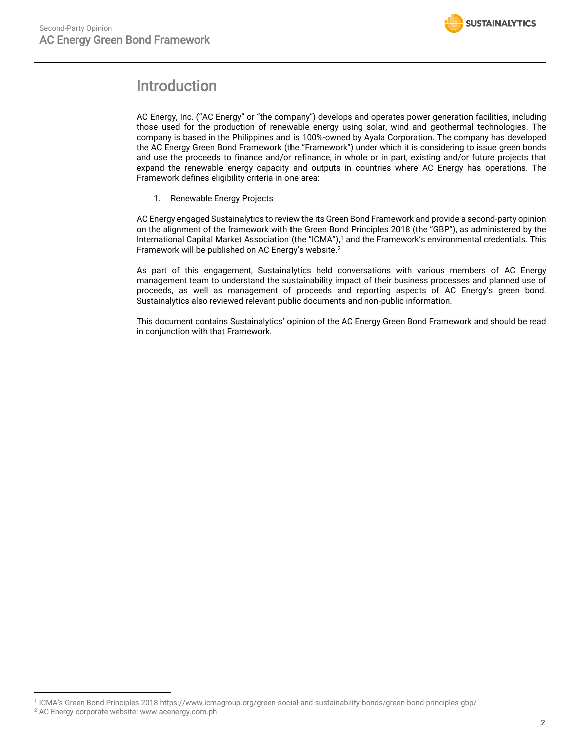# Introduction

AC Energy, Inc. ("AC Energy" or "the company") develops and operates power generation facilities, including those used for the production of renewable energy using solar, wind and geothermal technologies. The company is based in the Philippines and is 100%-owned by Ayala Corporation. The company has developed the AC Energy Green Bond Framework (the "Framework") under which it is considering to issue green bonds and use the proceeds to finance and/or refinance, in whole or in part, existing and/or future projects that expand the renewable energy capacity and outputs in countries where AC Energy has operations. The Framework defines eligibility criteria in one area:

1. Renewable Energy Projects

AC Energy engaged Sustainalytics to review the its Green Bond Framework and provide a second-party opinion on the alignment of the framework with the Green Bond Principles 2018 (the "GBP"), as administered by the International Capital Market Association (the "ICMA"),[1] and the Framework's environmental credentials. This Framework will be published on AC Energy's website.[2]

As part of this engagement, Sustainalytics held conversations with various members of AC Energy management team to understand the sustainability impact of their business processes and planned use of proceeds, as well as management of proceeds and reporting aspects of AC Energy's green bond. Sustainalytics also reviewed relevant public documents and non-public information.

This document contains Sustainalytics' opinion of the AC Energy Green Bond Framework and should be read in conjunction with that Framework.

---

[1] ICMA's Green Bond Principles 2018 https://www.icmagroup.org/green-social-and-sustainability-bonds/green-bond-principles-gbp/

[2] AC Energy corporate website: www.acenergy.com.ph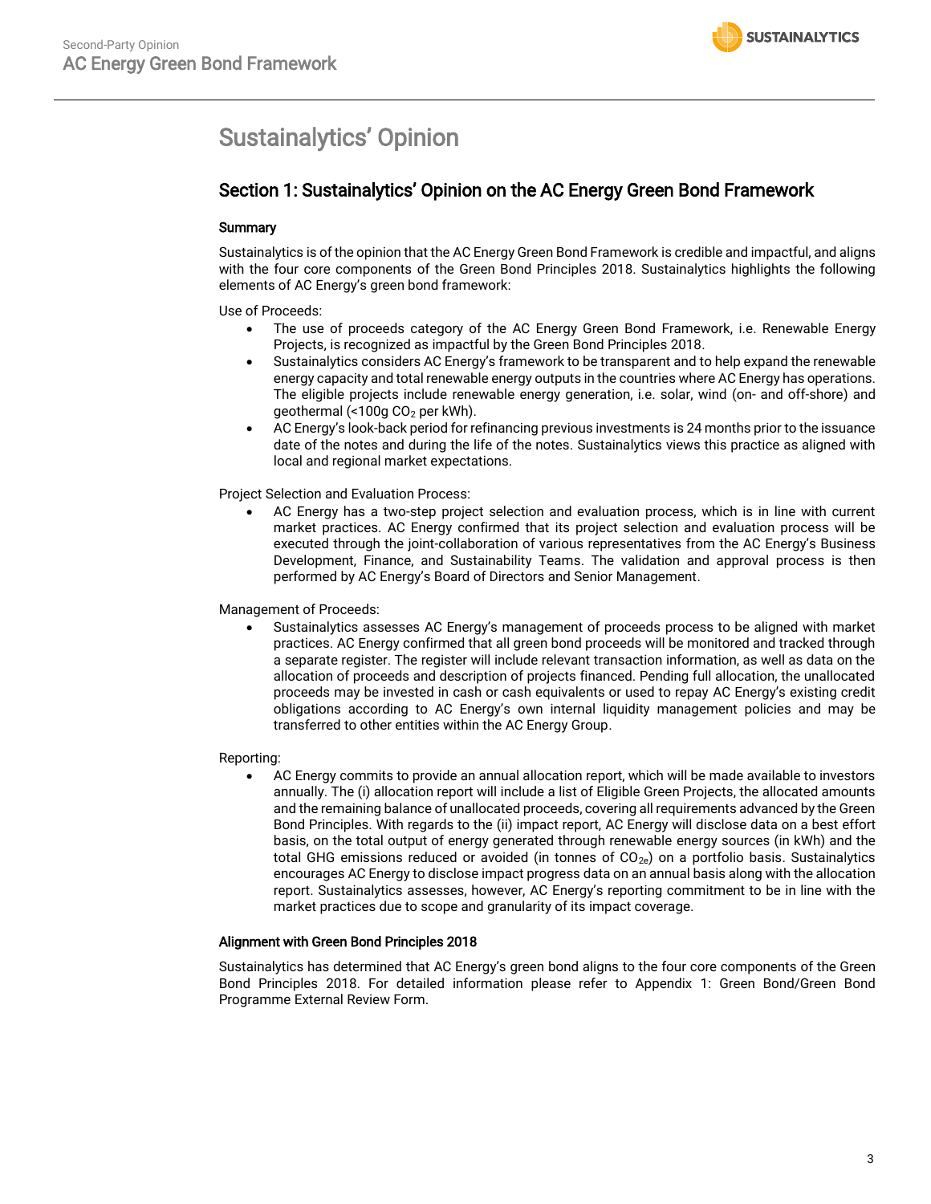# Sustainalytics' Opinion

## Section 1: Sustainalytics' Opinion on the AC Energy Green Bond Framework

### Summary

Sustainalytics is of the opinion that the AC Energy Green Bond Framework is credible and impactful, and aligns with the four core components of the Green Bond Principles 2018. Sustainalytics highlights the following elements of AC Energy's green bond framework:

Use of Proceeds:

- The use of proceeds category of the AC Energy Green Bond Framework, i.e. Renewable Energy Projects, is recognized as impactful by the Green Bond Principles 2018.
- Sustainalytics considers AC Energy's framework to be transparent and to help expand the renewable energy capacity and total renewable energy outputs in the countries where AC Energy has operations. The eligible projects include renewable energy generation, i.e. solar, wind (on- and off-shore) and geothermal (<100g $CO_2$ per kWh).
- AC Energy's look-back period for refinancing previous investments is 24 months prior to the issuance date of the notes and during the life of the notes. Sustainalytics views this practice as aligned with local and regional market expectations.

Project Selection and Evaluation Process:

- AC Energy has a two-step project selection and evaluation process, which is in line with current market practices. AC Energy confirmed that its project selection and evaluation process will be executed through the joint-collaboration of various representatives from the AC Energy's Business Development, Finance, and Sustainability Teams. The validation and approval process is then performed by AC Energy's Board of Directors and Senior Management.

Management of Proceeds:

- Sustainalytics assesses AC Energy's management of proceeds process to be aligned with market practices. AC Energy confirmed that all green bond proceeds will be monitored and tracked through a separate register. The register will include relevant transaction information, as well as data on the allocation of proceeds and description of projects financed. Pending full allocation, the unallocated proceeds may be invested in cash or cash equivalents or used to repay AC Energy's existing credit obligations according to AC Energy's own internal liquidity management policies and may be transferred to other entities within the AC Energy Group.

Reporting:

- AC Energy commits to provide an annual allocation report, which will be made available to investors annually. The (i) allocation report will include a list of Eligible Green Projects, the allocated amounts and the remaining balance of unallocated proceeds, covering all requirements advanced by the Green Bond Principles. With regards to the (ii) impact report, AC Energy will disclose data on a best effort basis, on the total output of energy generated through renewable energy sources (in kWh) and the total GHG emissions reduced or avoided (in tonnes of $CO_{2e}$) on a portfolio basis. Sustainalytics encourages AC Energy to disclose impact progress data on an annual basis along with the allocation report. Sustainalytics assesses, however, AC Energy's reporting commitment to be in line with the market practices due to scope and granularity of its impact coverage.

### Alignment with Green Bond Principles 2018

Sustainalytics has determined that AC Energy's green bond aligns to the four core components of the Green Bond Principles 2018. For detailed information please refer to Appendix 1: Green Bond/Green Bond Programme External Review Form.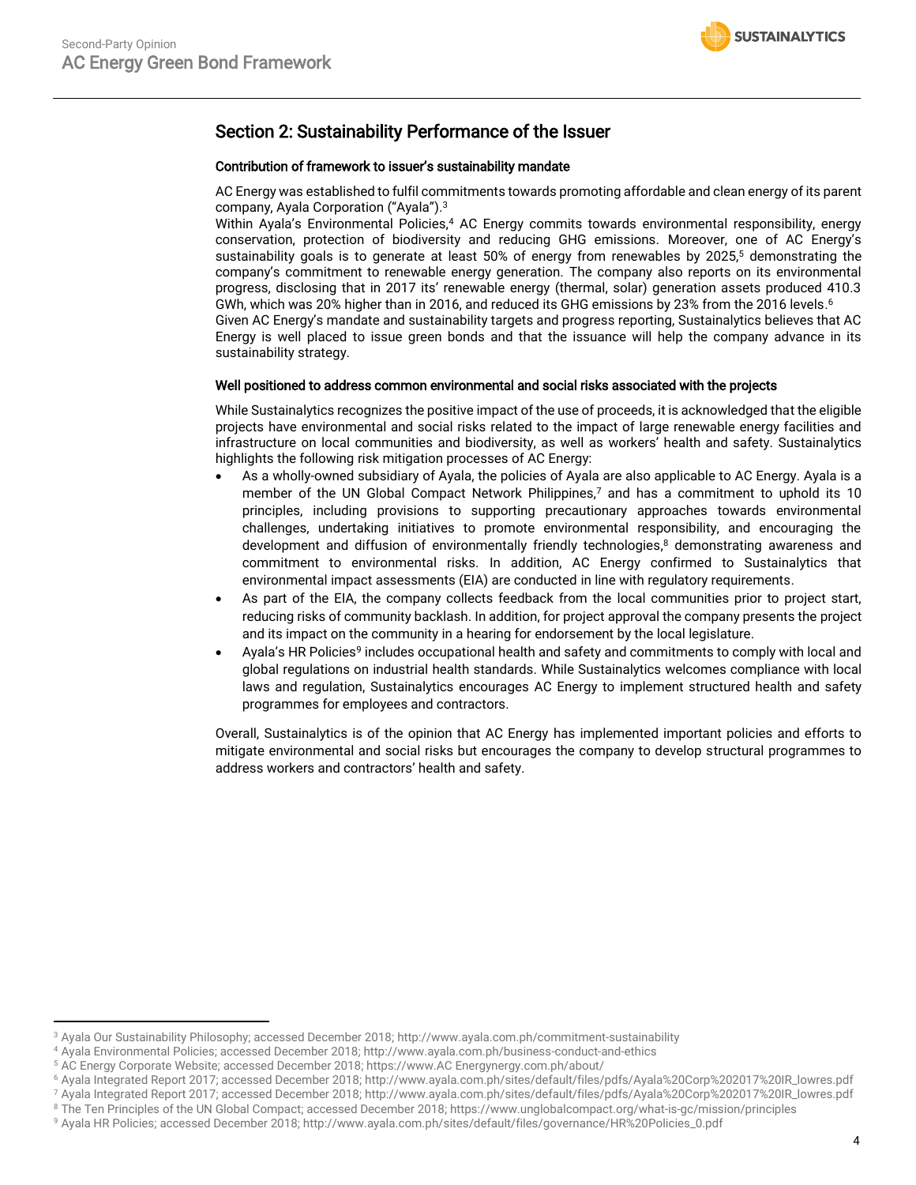## Section 2: Sustainability Performance of the Issuer

### Contribution of framework to issuer's sustainability mandate

AC Energy was established to fulfil commitments towards promoting affordable and clean energy of its parent company, Ayala Corporation ("Ayala").[3]

Within Ayala's Environmental Policies,[4] AC Energy commits towards environmental responsibility, energy conservation, protection of biodiversity and reducing GHG emissions. Moreover, one of AC Energy's sustainability goals is to generate at least 50% of energy from renewables by 2025,[5] demonstrating the company's commitment to renewable energy generation. The company also reports on its environmental progress, disclosing that in 2017 its' renewable energy (thermal, solar) generation assets produced 410.3 GWh, which was 20% higher than in 2016, and reduced its GHG emissions by 23% from the 2016 levels.[6]

Given AC Energy's mandate and sustainability targets and progress reporting, Sustainalytics believes that AC Energy is well placed to issue green bonds and that the issuance will help the company advance in its sustainability strategy.

### Well positioned to address common environmental and social risks associated with the projects

While Sustainalytics recognizes the positive impact of the use of proceeds, it is acknowledged that the eligible projects have environmental and social risks related to the impact of large renewable energy facilities and infrastructure on local communities and biodiversity, as well as workers' health and safety. Sustainalytics highlights the following risk mitigation processes of AC Energy:

- As a wholly-owned subsidiary of Ayala, the policies of Ayala are also applicable to AC Energy. Ayala is a member of the UN Global Compact Network Philippines,[7] and has a commitment to uphold its 10 principles, including provisions to supporting precautionary approaches towards environmental challenges, undertaking initiatives to promote environmental responsibility, and encouraging the development and diffusion of environmentally friendly technologies,[8] demonstrating awareness and commitment to environmental risks. In addition, AC Energy confirmed to Sustainalytics that environmental impact assessments (EIA) are conducted in line with regulatory requirements.
- As part of the EIA, the company collects feedback from the local communities prior to project start, reducing risks of community backlash. In addition, for project approval the company presents the project and its impact on the community in a hearing for endorsement by the local legislature.
- Ayala's HR Policies[9] includes occupational health and safety and commitments to comply with local and global regulations on industrial health standards. While Sustainalytics welcomes compliance with local laws and regulation, Sustainalytics encourages AC Energy to implement structured health and safety programmes for employees and contractors.

Overall, Sustainalytics is of the opinion that AC Energy has implemented important policies and efforts to mitigate environmental and social risks but encourages the company to develop structural programmes to address workers and contractors' health and safety.

---

[3] Ayala Our Sustainability Philosophy; accessed December 2018; http://www.ayala.com.ph/commitment-sustainability

[4] Ayala Environmental Policies; accessed December 2018; http://www.ayala.com.ph/business-conduct-and-ethics

[5] AC Energy Corporate Website; accessed December 2018; https://www.AC Energynergy.com.ph/about/

[6] Ayala Integrated Report 2017; accessed December 2018; http://www.ayala.com.ph/sites/default/files/pdfs/Ayala%20Corp%202017%20IR_lowres.pdf

[7] Ayala Integrated Report 2017; accessed December 2018; http://www.ayala.com.ph/sites/default/files/pdfs/Ayala%20Corp%202017%20IR_lowres.pdf

[8] The Ten Principles of the UN Global Compact; accessed December 2018; https://www.unglobalcompact.org/what-is-gc/mission/principles

[9] Ayala HR Policies; accessed December 2018; http://www.ayala.com.ph/sites/default/files/governance/HR%20Policies_0.pdf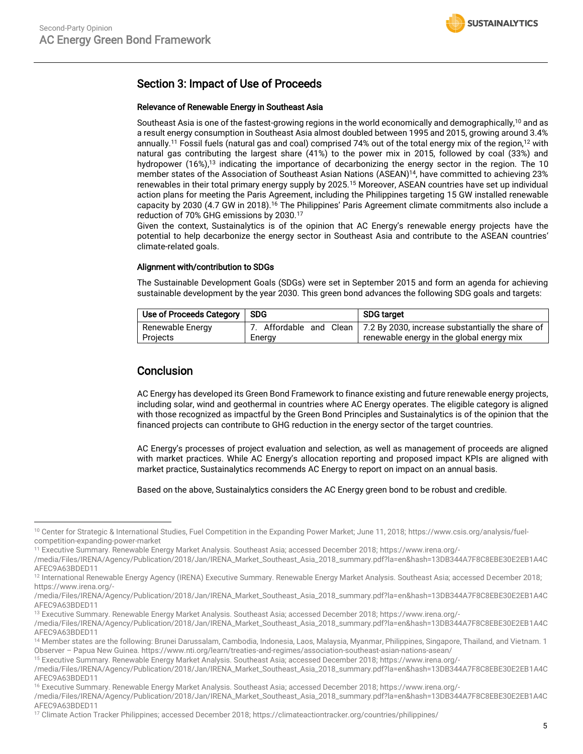## Section 3: Impact of Use of Proceeds

### Relevance of Renewable Energy in Southeast Asia

Southeast Asia is one of the fastest-growing regions in the world economically and demographically,[10] and as a result energy consumption in Southeast Asia almost doubled between 1995 and 2015, growing around 3.4% annually.[11] Fossil fuels (natural gas and coal) comprised 74% out of the total energy mix of the region,[12] with natural gas contributing the largest share (41%) to the power mix in 2015, followed by coal (33%) and hydropower (16%),[13] indicating the importance of decarbonizing the energy sector in the region. The 10 member states of the Association of Southeast Asian Nations (ASEAN)[14], have committed to achieving 23% renewables in their total primary energy supply by 2025.[15] Moreover, ASEAN countries have set up individual action plans for meeting the Paris Agreement, including the Philippines targeting 15 GW installed renewable capacity by 2030 (4.7 GW in 2018).[16] The Philippines' Paris Agreement climate commitments also include a reduction of 70% GHG emissions by 2030.[17]

Given the context, Sustainalytics is of the opinion that AC Energy's renewable energy projects have the potential to help decarbonize the energy sector in Southeast Asia and contribute to the ASEAN countries' climate-related goals.

### Alignment with/contribution to SDGs

The Sustainable Development Goals (SDGs) were set in September 2015 and form an agenda for achieving sustainable development by the year 2030. This green bond advances the following SDG goals and targets:

| Use of Proceeds Category | SDG | SDG target |
|---|---|---|
| Renewable Energy Projects | 7. Affordable and Clean Energy | 7.2 By 2030, increase substantially the share of renewable energy in the global energy mix |

## Conclusion

AC Energy has developed its Green Bond Framework to finance existing and future renewable energy projects, including solar, wind and geothermal in countries where AC Energy operates. The eligible category is aligned with those recognized as impactful by the Green Bond Principles and Sustainalytics is of the opinion that the financed projects can contribute to GHG reduction in the energy sector of the target countries.

AC Energy's processes of project evaluation and selection, as well as management of proceeds are aligned with market practices. While AC Energy's allocation reporting and proposed impact KPIs are aligned with market practice, Sustainalytics recommends AC Energy to report on impact on an annual basis.

Based on the above, Sustainalytics considers the AC Energy green bond to be robust and credible.

---

[10] Center for Strategic & International Studies, Fuel Competition in the Expanding Power Market; June 11, 2018; https://www.csis.org/analysis/fuel-competition-expanding-power-market

[11] Executive Summary. Renewable Energy Market Analysis. Southeast Asia; accessed December 2018; https://www.irena.org/-/media/Files/IRENA/Agency/Publication/2018/Jan/IRENA_Market_Southeast_Asia_2018_summary.pdf?la=en&hash=13DB344A7F8C8EBE30E2EB1A4CAFEC9A63BDED11

[12] International Renewable Energy Agency (IRENA) Executive Summary. Renewable Energy Market Analysis. Southeast Asia; accessed December 2018; https://www.irena.org/-/media/Files/IRENA/Agency/Publication/2018/Jan/IRENA_Market_Southeast_Asia_2018_summary.pdf?la=en&hash=13DB344A7F8C8EBE30E2EB1A4CAFEC9A63BDED11

[13] Executive Summary. Renewable Energy Market Analysis. Southeast Asia; accessed December 2018; https://www.irena.org/-/media/Files/IRENA/Agency/Publication/2018/Jan/IRENA_Market_Southeast_Asia_2018_summary.pdf?la=en&hash=13DB344A7F8C8EBE30E2EB1A4CAFEC9A63BDED11

[14] Member states are the following: Brunei Darussalam, Cambodia, Indonesia, Laos, Malaysia, Myanmar, Philippines, Singapore, Thailand, and Vietnam. 1 Observer – Papua New Guinea. https://www.nti.org/learn/treaties-and-regimes/association-southeast-asian-nations-asean/

[15] Executive Summary. Renewable Energy Market Analysis. Southeast Asia; accessed December 2018; https://www.irena.org/-/media/Files/IRENA/Agency/Publication/2018/Jan/IRENA_Market_Southeast_Asia_2018_summary.pdf?la=en&hash=13DB344A7F8C8EBE30E2EB1A4CAFEC9A63BDED11

[16] Executive Summary. Renewable Energy Market Analysis. Southeast Asia; accessed December 2018; https://www.irena.org/-/media/Files/IRENA/Agency/Publication/2018/Jan/IRENA_Market_Southeast_Asia_2018_summary.pdf?la=en&hash=13DB344A7F8C8EBE30E2EB1A4CAFEC9A63BDED11

[17] Climate Action Tracker Philippines; accessed December 2018; https://climateactiontracker.org/countries/philippines/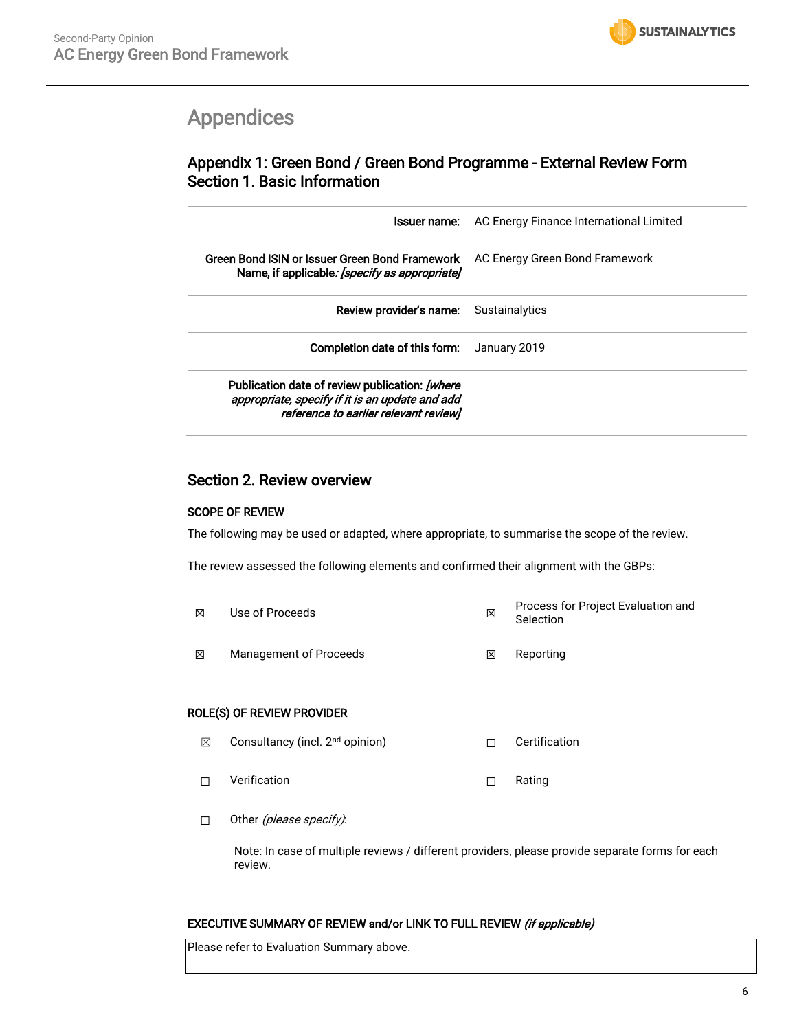# Appendices

## Appendix 1: Green Bond / Green Bond Programme - External Review Form
## Section 1. Basic Information

| | |
|---|---|
| **Issuer name:** | AC Energy Finance International Limited |
| **Green Bond ISIN or Issuer Green Bond Framework Name, if applicable***: [specify as appropriate]* | AC Energy Green Bond Framework |
| **Review provider's name:** | Sustainalytics |
| **Completion date of this form:** | January 2019 |
| **Publication date of review publication:** *[where appropriate, specify if it is an update and add reference to earlier relevant review]* | |

## Section 2. Review overview

### SCOPE OF REVIEW

The following may be used or adapted, where appropriate, to summarise the scope of the review.

The review assessed the following elements and confirmed their alignment with the GBPs:

| | | | |
|---|---|---|---|
| ☒ | Use of Proceeds | ☒ | Process for Project Evaluation and Selection |
| ☒ | Management of Proceeds | ☒ | Reporting |

### ROLE(S) OF REVIEW PROVIDER

| | | | |
|---|---|---|---|
| ☒ | Consultancy (incl. 2nd opinion) | ☐ | Certification |
| ☐ | Verification | ☐ | Rating |
| ☐ | Other *(please specify)*: | | |

Note: In case of multiple reviews / different providers, please provide separate forms for each review.

### EXECUTIVE SUMMARY OF REVIEW and/or LINK TO FULL REVIEW *(if applicable)*

Please refer to Evaluation Summary above.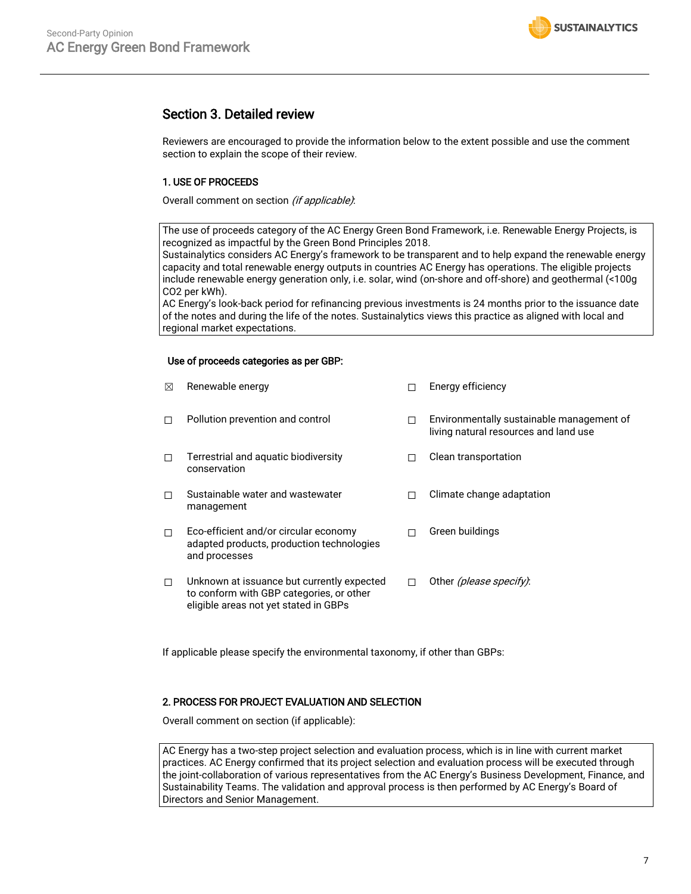## Section 3. Detailed review

Reviewers are encouraged to provide the information below to the extent possible and use the comment section to explain the scope of their review.

### 1. USE OF PROCEEDS

Overall comment on section *(if applicable)*:

| |
|---|
| The use of proceeds category of the AC Energy Green Bond Framework, i.e. Renewable Energy Projects, is recognized as impactful by the Green Bond Principles 2018. Sustainalytics considers AC Energy's framework to be transparent and to help expand the renewable energy capacity and total renewable energy outputs in countries AC Energy has operations. The eligible projects include renewable energy generation only, i.e. solar, wind (on-shore and off-shore) and geothermal (<100g $CO_2$ per kWh). AC Energy's look-back period for refinancing previous investments is 24 months prior to the issuance date of the notes and during the life of the notes. Sustainalytics views this practice as aligned with local and regional market expectations. |

**Use of proceeds categories as per GBP:**

- ☒ Renewable energy
- ☐ Energy efficiency
- ☐ Pollution prevention and control
- ☐ Environmentally sustainable management of living natural resources and land use
- ☐ Terrestrial and aquatic biodiversity conservation
- ☐ Clean transportation
- ☐ Sustainable water and wastewater management
- ☐ Climate change adaptation
- ☐ Eco-efficient and/or circular economy adapted products, production technologies and processes
- ☐ Green buildings
- ☐ Unknown at issuance but currently expected to conform with GBP categories, or other eligible areas not yet stated in GBPs
- ☐ Other *(please specify)*:

If applicable please specify the environmental taxonomy, if other than GBPs:

### 2. PROCESS FOR PROJECT EVALUATION AND SELECTION

Overall comment on section (if applicable):

| |
|---|
| AC Energy has a two-step project selection and evaluation process, which is in line with current market practices. AC Energy confirmed that its project selection and evaluation process will be executed through the joint-collaboration of various representatives from the AC Energy's Business Development, Finance, and Sustainability Teams. The validation and approval process is then performed by AC Energy's Board of Directors and Senior Management. |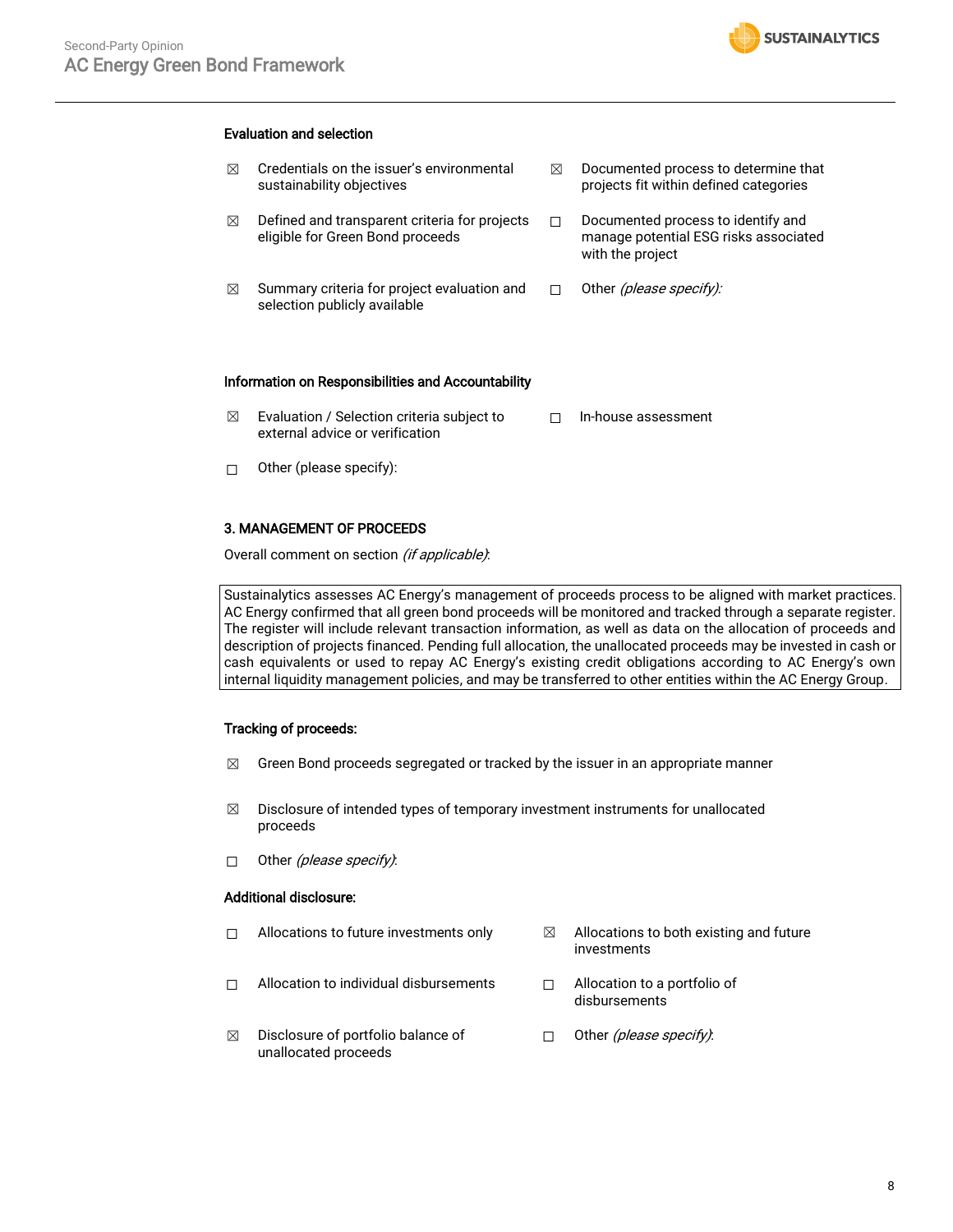**Evaluation and selection**

- ☒ Credentials on the issuer's environmental sustainability objectives
- ☒ Documented process to determine that projects fit within defined categories
- ☒ Defined and transparent criteria for projects eligible for Green Bond proceeds
- ☐ Documented process to identify and manage potential ESG risks associated with the project
- ☒ Summary criteria for project evaluation and selection publicly available
- ☐ Other *(please specify):*

**Information on Responsibilities and Accountability**

- ☒ Evaluation / Selection criteria subject to external advice or verification
- ☐ In-house assessment
- ☐ Other (please specify):

**3. MANAGEMENT OF PROCEEDS**

Overall comment on section *(if applicable)*:

| Sustainalytics assesses AC Energy's management of proceeds process to be aligned with market practices. AC Energy confirmed that all green bond proceeds will be monitored and tracked through a separate register. The register will include relevant transaction information, as well as data on the allocation of proceeds and description of projects financed. Pending full allocation, the unallocated proceeds may be invested in cash or cash equivalents or used to repay AC Energy's existing credit obligations according to AC Energy's own internal liquidity management policies, and may be transferred to other entities within the AC Energy Group. |
|---|

**Tracking of proceeds:**

- ☒ Green Bond proceeds segregated or tracked by the issuer in an appropriate manner
- ☒ Disclosure of intended types of temporary investment instruments for unallocated proceeds
- ☐ Other *(please specify)*:

**Additional disclosure:**

- ☐ Allocations to future investments only
- ☒ Allocations to both existing and future investments
- ☐ Allocation to individual disbursements
- ☐ Allocation to a portfolio of disbursements
- ☒ Disclosure of portfolio balance of unallocated proceeds
- ☐ Other *(please specify)*: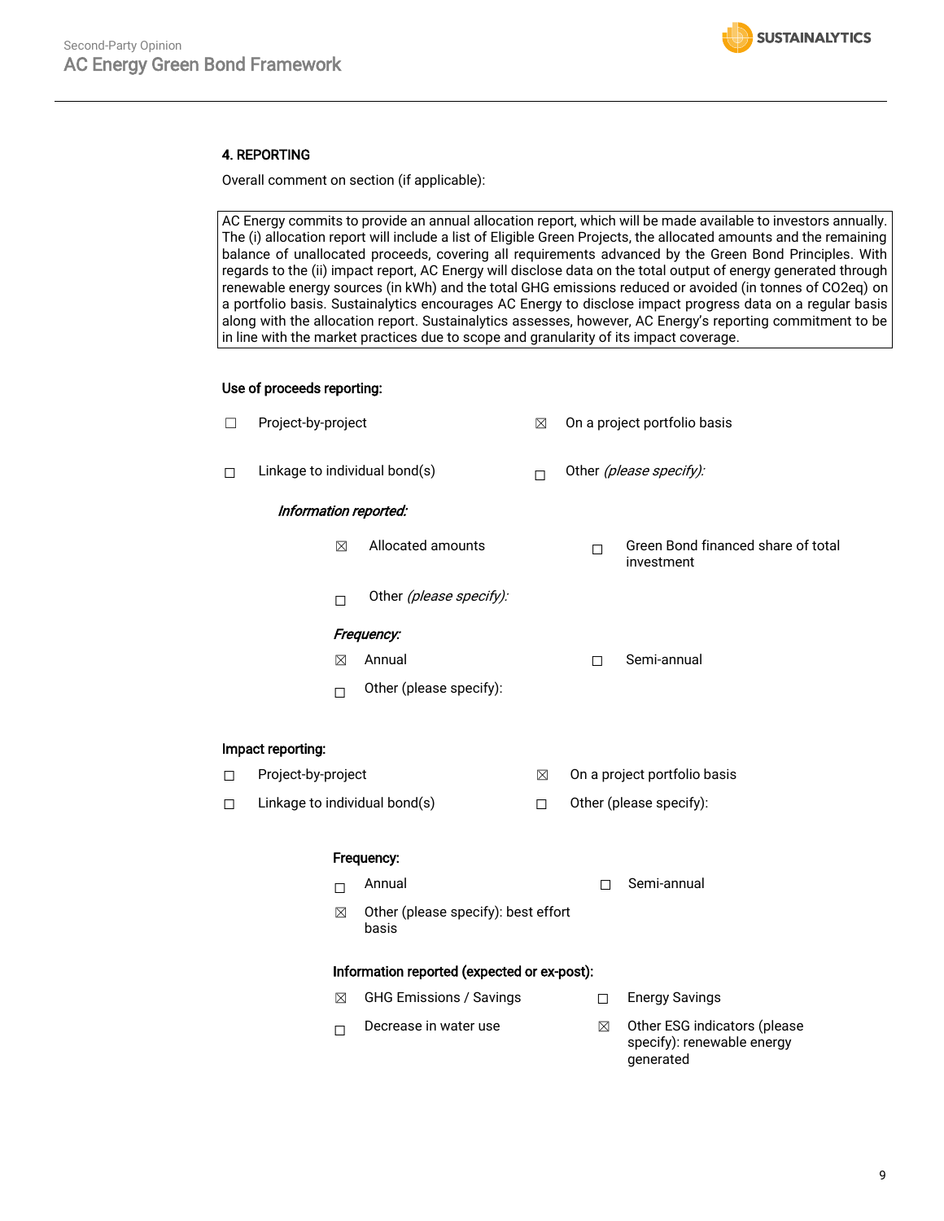### 4. REPORTING

Overall comment on section (if applicable):

AC Energy commits to provide an annual allocation report, which will be made available to investors annually. The (i) allocation report will include a list of Eligible Green Projects, the allocated amounts and the remaining balance of unallocated proceeds, covering all requirements advanced by the Green Bond Principles. With regards to the (ii) impact report, AC Energy will disclose data on the total output of energy generated through renewable energy sources (in kWh) and the total GHG emissions reduced or avoided (in tonnes of $CO_2eq$) on a portfolio basis. Sustainalytics encourages AC Energy to disclose impact progress data on a regular basis along with the allocation report. Sustainalytics assesses, however, AC Energy's reporting commitment to be in line with the market practices due to scope and granularity of its impact coverage.

**Use of proceeds reporting:**

- ☐ Project-by-project
- ☒ On a project portfolio basis
- ☐ Linkage to individual bond(s)
- ☐ Other *(please specify):*

*Information reported:*

- ☒ Allocated amounts
- ☐ Green Bond financed share of total investment
- ☐ Other *(please specify):*

*Frequency:*

- ☒ Annual
- ☐ Semi-annual
- ☐ Other (please specify):

**Impact reporting:**

- ☐ Project-by-project
- ☒ On a project portfolio basis
- ☐ Linkage to individual bond(s)
- ☐ Other (please specify):

**Frequency:**

- ☐ Annual
- ☐ Semi-annual
- ☒ Other (please specify): best effort basis

**Information reported (expected or ex-post):**

- ☒ GHG Emissions / Savings
- ☐ Energy Savings
- ☐ Decrease in water use
- ☒ Other ESG indicators (please specify): renewable energy generated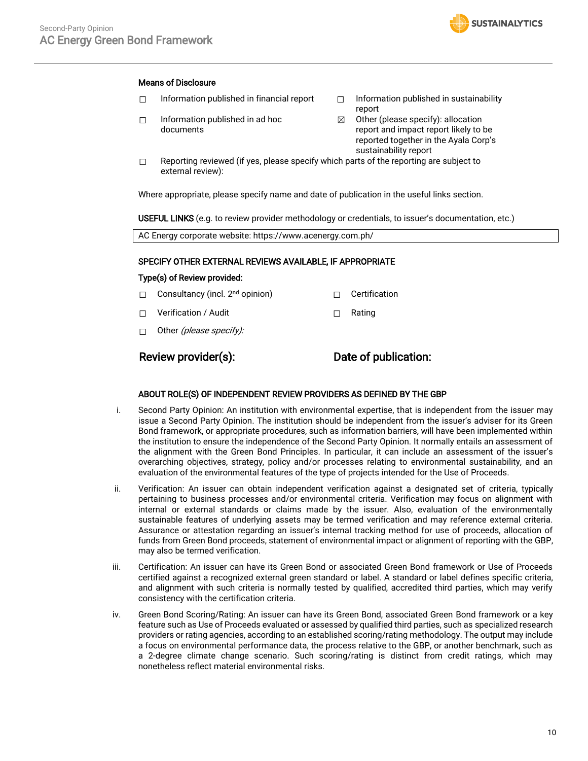**Means of Disclosure**

☐ Information published in financial report

☐ Information published in sustainability report

☐ Information published in ad hoc documents

☒ Other (please specify): allocation report and impact report likely to be reported together in the Ayala Corp's sustainability report

☐ Reporting reviewed (if yes, please specify which parts of the reporting are subject to external review):

Where appropriate, please specify name and date of publication in the useful links section.

**USEFUL LINKS** (e.g. to review provider methodology or credentials, to issuer's documentation, etc.)

| AC Energy corporate website: https://www.acenergy.com.ph/ |
|---|

**SPECIFY OTHER EXTERNAL REVIEWS AVAILABLE, IF APPROPRIATE**

**Type(s) of Review provided:**

☐ Consultancy (incl. 2nd opinion)

☐ Certification

☐ Verification / Audit

☐ Rating

☐ Other *(please specify):*

**Review provider(s):**

**Date of publication:**

**ABOUT ROLE(S) OF INDEPENDENT REVIEW PROVIDERS AS DEFINED BY THE GBP**

i. Second Party Opinion: An institution with environmental expertise, that is independent from the issuer may issue a Second Party Opinion. The institution should be independent from the issuer's adviser for its Green Bond framework, or appropriate procedures, such as information barriers, will have been implemented within the institution to ensure the independence of the Second Party Opinion. It normally entails an assessment of the alignment with the Green Bond Principles. In particular, it can include an assessment of the issuer's overarching objectives, strategy, policy and/or processes relating to environmental sustainability, and an evaluation of the environmental features of the type of projects intended for the Use of Proceeds.

ii. Verification: An issuer can obtain independent verification against a designated set of criteria, typically pertaining to business processes and/or environmental criteria. Verification may focus on alignment with internal or external standards or claims made by the issuer. Also, evaluation of the environmentally sustainable features of underlying assets may be termed verification and may reference external criteria. Assurance or attestation regarding an issuer's internal tracking method for use of proceeds, allocation of funds from Green Bond proceeds, statement of environmental impact or alignment of reporting with the GBP, may also be termed verification.

iii. Certification: An issuer can have its Green Bond or associated Green Bond framework or Use of Proceeds certified against a recognized external green standard or label. A standard or label defines specific criteria, and alignment with such criteria is normally tested by qualified, accredited third parties, which may verify consistency with the certification criteria.

iv. Green Bond Scoring/Rating: An issuer can have its Green Bond, associated Green Bond framework or a key feature such as Use of Proceeds evaluated or assessed by qualified third parties, such as specialized research providers or rating agencies, according to an established scoring/rating methodology. The output may include a focus on environmental performance data, the process relative to the GBP, or another benchmark, such as a 2-degree climate change scenario. Such scoring/rating is distinct from credit ratings, which may nonetheless reflect material environmental risks.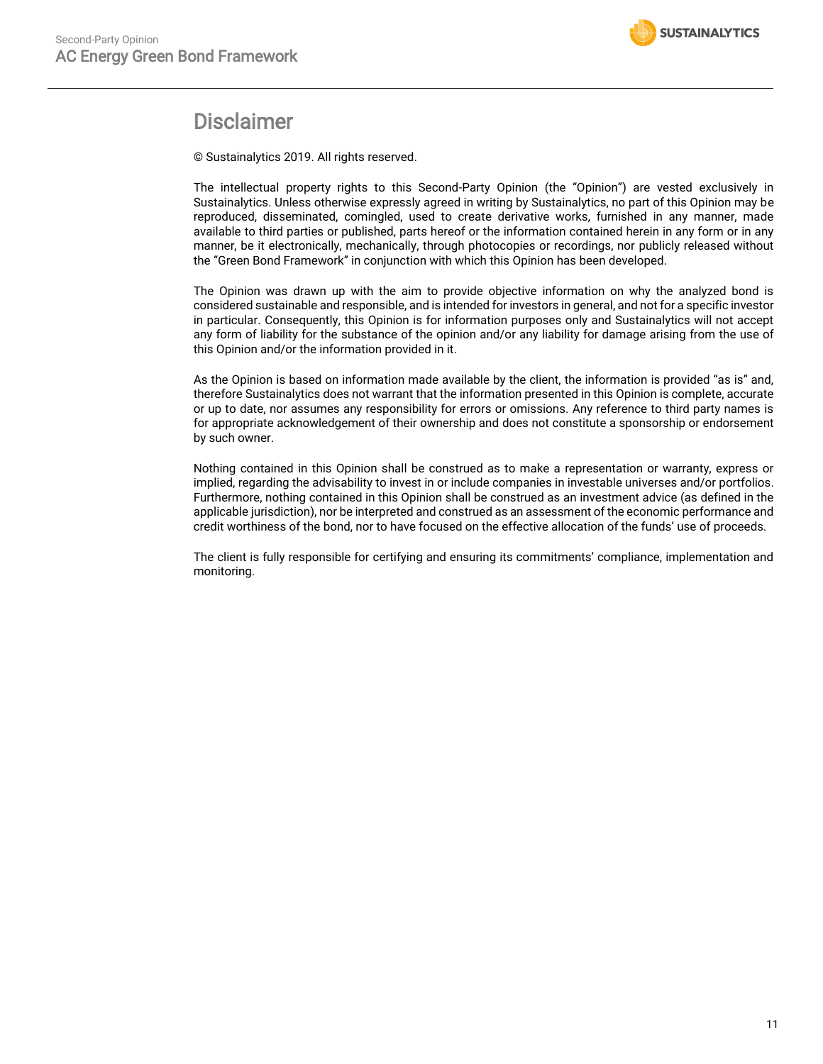# Disclaimer

© Sustainalytics 2019. All rights reserved.

The intellectual property rights to this Second-Party Opinion (the "Opinion") are vested exclusively in Sustainalytics. Unless otherwise expressly agreed in writing by Sustainalytics, no part of this Opinion may be reproduced, disseminated, comingled, used to create derivative works, furnished in any manner, made available to third parties or published, parts hereof or the information contained herein in any form or in any manner, be it electronically, mechanically, through photocopies or recordings, nor publicly released without the "Green Bond Framework" in conjunction with which this Opinion has been developed.

The Opinion was drawn up with the aim to provide objective information on why the analyzed bond is considered sustainable and responsible, and is intended for investors in general, and not for a specific investor in particular. Consequently, this Opinion is for information purposes only and Sustainalytics will not accept any form of liability for the substance of the opinion and/or any liability for damage arising from the use of this Opinion and/or the information provided in it.

As the Opinion is based on information made available by the client, the information is provided "as is" and, therefore Sustainalytics does not warrant that the information presented in this Opinion is complete, accurate or up to date, nor assumes any responsibility for errors or omissions. Any reference to third party names is for appropriate acknowledgement of their ownership and does not constitute a sponsorship or endorsement by such owner.

Nothing contained in this Opinion shall be construed as to make a representation or warranty, express or implied, regarding the advisability to invest in or include companies in investable universes and/or portfolios. Furthermore, nothing contained in this Opinion shall be construed as an investment advice (as defined in the applicable jurisdiction), nor be interpreted and construed as an assessment of the economic performance and credit worthiness of the bond, nor to have focused on the effective allocation of the funds' use of proceeds.

The client is fully responsible for certifying and ensuring its commitments' compliance, implementation and monitoring.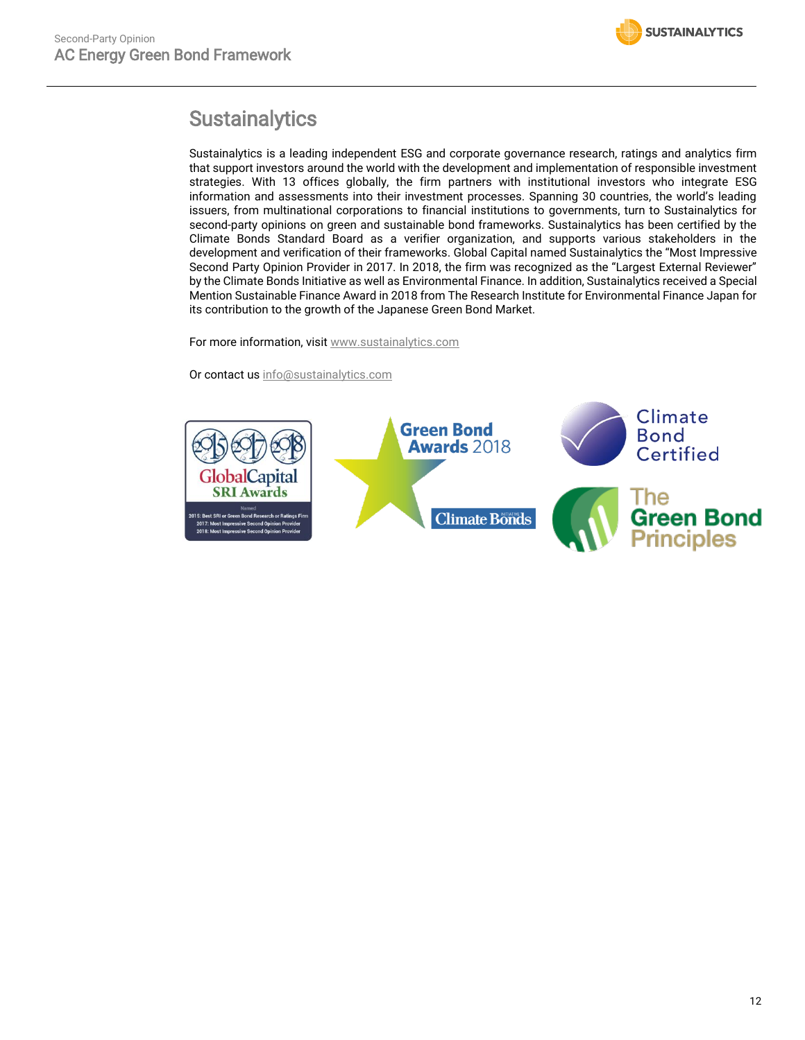# Sustainalytics

Sustainalytics is a leading independent ESG and corporate governance research, ratings and analytics firm that support investors around the world with the development and implementation of responsible investment strategies. With 13 offices globally, the firm partners with institutional investors who integrate ESG information and assessments into their investment processes. Spanning 30 countries, the world's leading issuers, from multinational corporations to financial institutions to governments, turn to Sustainalytics for second-party opinions on green and sustainable bond frameworks. Sustainalytics has been certified by the Climate Bonds Standard Board as a verifier organization, and supports various stakeholders in the development and verification of their frameworks. Global Capital named Sustainalytics the "Most Impressive Second Party Opinion Provider in 2017. In 2018, the firm was recognized as the "Largest External Reviewer" by the Climate Bonds Initiative as well as Environmental Finance. In addition, Sustainalytics received a Special Mention Sustainable Finance Award in 2018 from The Research Institute for Environmental Finance Japan for its contribution to the growth of the Japanese Green Bond Market.

For more information, visit www.sustainalytics.com

Or contact us info@sustainalytics.com

2015 2017 2018
GlobalCapital
SRI Awards
Named
2015: Best SRI or Green Bond Research or Ratings Firm
2017: Most Impressive Second Opinion Provider
2018: Most Impressive Second Opinion Provider

Green Bond Awards 2018
Climate Bonds Initiative

Climate Bond Certified

The Green Bond Principles